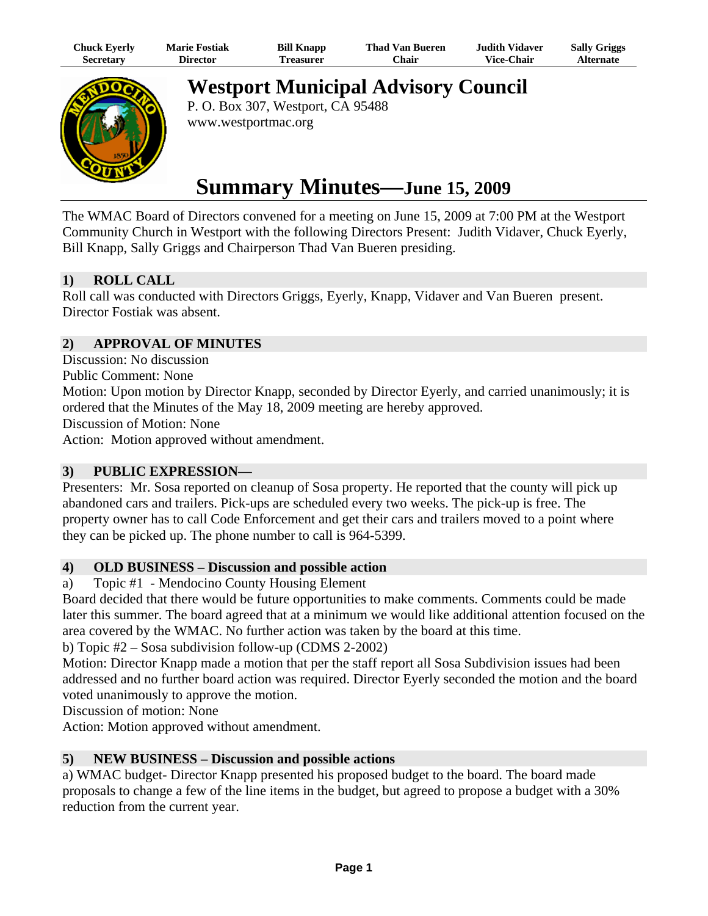| Chuck Eyerly | Marie Fostiak | Bill Knapp | Thad Van Bueren | Judith Vidaver | Sally Griggs |
|---|---|---|---|---|---|
| Secretary | Director | Treasurer | Chair | Vice-Chair | Alternate |

# Westport Municipal Advisory Council

P. O. Box 307, Westport, CA 95488
www.westportmac.org

# Summary Minutes—June 15, 2009

The WMAC Board of Directors convened for a meeting on June 15, 2009 at 7:00 PM at the Westport Community Church in Westport with the following Directors Present: Judith Vidaver, Chuck Eyerly, Bill Knapp, Sally Griggs and Chairperson Thad Van Bueren presiding.

## 1) ROLL CALL

Roll call was conducted with Directors Griggs, Eyerly, Knapp, Vidaver and Van Bueren present. Director Fostiak was absent.

## 2) APPROVAL OF MINUTES

Discussion: No discussion
Public Comment: None
Motion: Upon motion by Director Knapp, seconded by Director Eyerly, and carried unanimously; it is ordered that the Minutes of the May 18, 2009 meeting are hereby approved.
Discussion of Motion: None
Action: Motion approved without amendment.

## 3) PUBLIC EXPRESSION—

Presenters: Mr. Sosa reported on cleanup of Sosa property. He reported that the county will pick up abandoned cars and trailers. Pick-ups are scheduled every two weeks. The pick-up is free. The property owner has to call Code Enforcement and get their cars and trailers moved to a point where they can be picked up. The phone number to call is 964-5399.

## 4) OLD BUSINESS – Discussion and possible action

a) Topic #1 - Mendocino County Housing Element
Board decided that there would be future opportunities to make comments. Comments could be made later this summer. The board agreed that at a minimum we would like additional attention focused on the area covered by the WMAC. No further action was taken by the board at this time.
b) Topic #2 – Sosa subdivision follow-up (CDMS 2-2002)
Motion: Director Knapp made a motion that per the staff report all Sosa Subdivision issues had been addressed and no further board action was required. Director Eyerly seconded the motion and the board voted unanimously to approve the motion.
Discussion of motion: None
Action: Motion approved without amendment.

## 5) NEW BUSINESS – Discussion and possible actions

a) WMAC budget- Director Knapp presented his proposed budget to the board. The board made proposals to change a few of the line items in the budget, but agreed to propose a budget with a 30% reduction from the current year.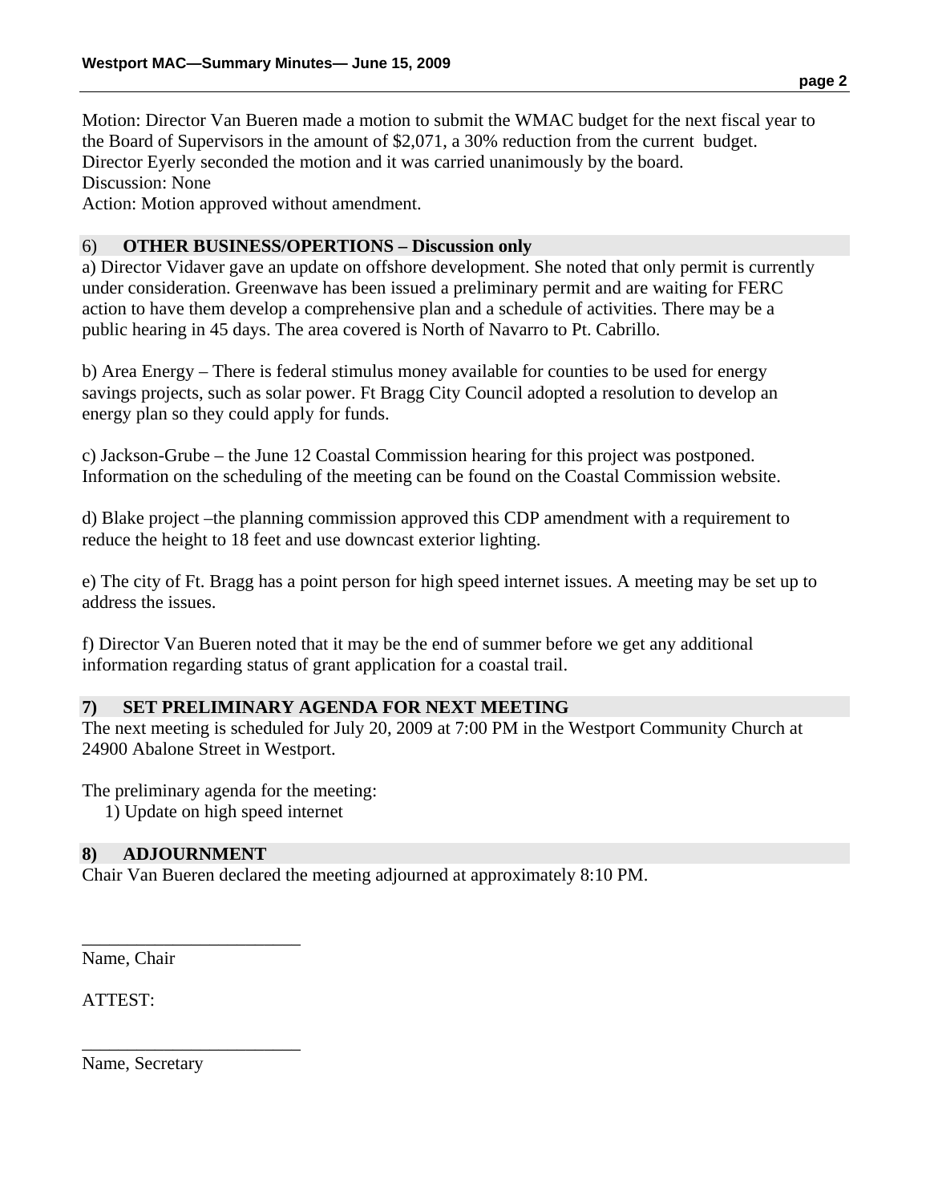Motion: Director Van Bueren made a motion to submit the WMAC budget for the next fiscal year to the Board of Supervisors in the amount of $2,071, a 30% reduction from the current budget. Director Eyerly seconded the motion and it was carried unanimously by the board.
Discussion: None
Action: Motion approved without amendment.

## 6) OTHER BUSINESS/OPERTIONS – Discussion only

a) Director Vidaver gave an update on offshore development. She noted that only permit is currently under consideration. Greenwave has been issued a preliminary permit and are waiting for FERC action to have them develop a comprehensive plan and a schedule of activities. There may be a public hearing in 45 days. The area covered is North of Navarro to Pt. Cabrillo.

b) Area Energy – There is federal stimulus money available for counties to be used for energy savings projects, such as solar power. Ft Bragg City Council adopted a resolution to develop an energy plan so they could apply for funds.

c) Jackson-Grube – the June 12 Coastal Commission hearing for this project was postponed. Information on the scheduling of the meeting can be found on the Coastal Commission website.

d) Blake project –the planning commission approved this CDP amendment with a requirement to reduce the height to 18 feet and use downcast exterior lighting.

e) The city of Ft. Bragg has a point person for high speed internet issues. A meeting may be set up to address the issues.

f) Director Van Bueren noted that it may be the end of summer before we get any additional information regarding status of grant application for a coastal trail.

## 7) SET PRELIMINARY AGENDA FOR NEXT MEETING

The next meeting is scheduled for July 20, 2009 at 7:00 PM in the Westport Community Church at 24900 Abalone Street in Westport.

The preliminary agenda for the meeting:

1) Update on high speed internet

## 8) ADJOURNMENT

Chair Van Bueren declared the meeting adjourned at approximately 8:10 PM.

________________________
Name, Chair

ATTEST:

________________________
Name, Secretary